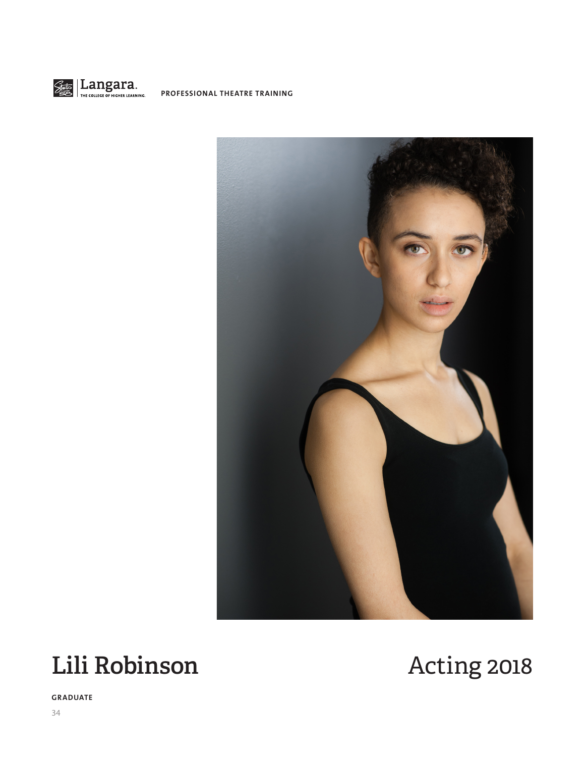Langara. THE COLLEGE OF HIGHER LEARNING. PROFESSIONAL THEATRE TRAINING

# Lili Robinson

# Acting 2018

**GRADUATE**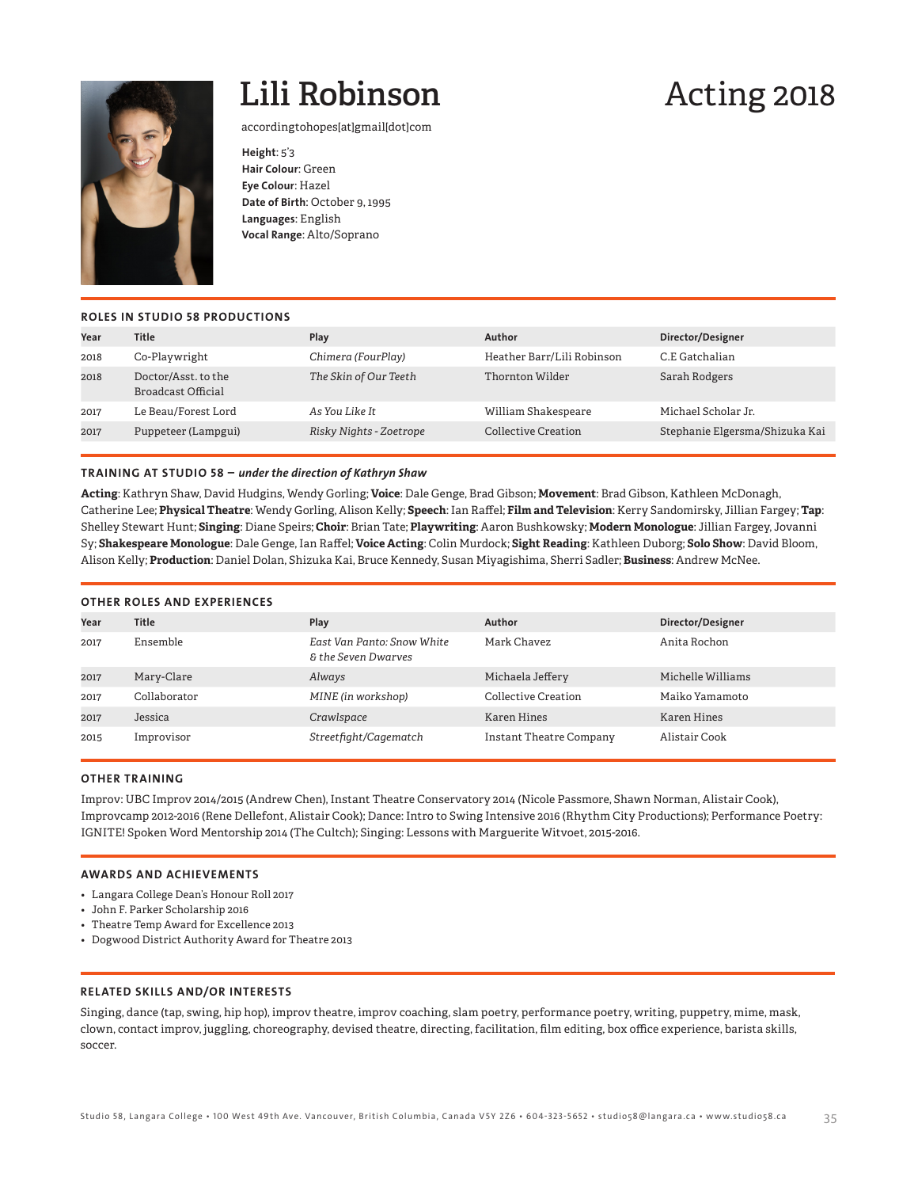# Lili Robinson

# Acting 2018

accordingtohopes[at]gmail[dot]com

**Height**: 5'3
**Hair Colour**: Green
**Eye Colour**: Hazel
**Date of Birth**: October 9, 1995
**Languages**: English
**Vocal Range**: Alto/Soprano

## ROLES IN STUDIO 58 PRODUCTIONS

| Year | Title | Play | Author | Director/Designer |
|---|---|---|---|---|
| 2018 | Co-Playwright | *Chimera (FourPlay)* | Heather Barr/Lili Robinson | C.E Gatchalian |
| 2018 | Doctor/Asst. to the Broadcast Official | *The Skin of Our Teeth* | Thornton Wilder | Sarah Rodgers |
| 2017 | Le Beau/Forest Lord | *As You Like It* | William Shakespeare | Michael Scholar Jr. |
| 2017 | Puppeteer (Lampgui) | *Risky Nights - Zoetrope* | Collective Creation | Stephanie Elgersma/Shizuka Kai |

## TRAINING AT STUDIO 58 – *under the direction of Kathryn Shaw*

**Acting**: Kathryn Shaw, David Hudgins, Wendy Gorling; **Voice**: Dale Genge, Brad Gibson; **Movement**: Brad Gibson, Kathleen McDonagh, Catherine Lee; **Physical Theatre**: Wendy Gorling, Alison Kelly; **Speech**: Ian Raffel; **Film and Television**: Kerry Sandomirsky, Jillian Fargey; **Tap**: Shelley Stewart Hunt; **Singing**: Diane Speirs; **Choir**: Brian Tate; **Playwriting**: Aaron Bushkowsky; **Modern Monologue**: Jillian Fargey, Jovanni Sy; **Shakespeare Monologue**: Dale Genge, Ian Raffel; **Voice Acting**: Colin Murdock; **Sight Reading**: Kathleen Duborg; **Solo Show**: David Bloom, Alison Kelly; **Production**: Daniel Dolan, Shizuka Kai, Bruce Kennedy, Susan Miyagishima, Sherri Sadler; **Business**: Andrew McNee.

## OTHER ROLES AND EXPERIENCES

| Year | Title | Play | Author | Director/Designer |
|---|---|---|---|---|
| 2017 | Ensemble | *East Van Panto: Snow White & the Seven Dwarves* | Mark Chavez | Anita Rochon |
| 2017 | Mary-Clare | *Always* | Michaela Jeffery | Michelle Williams |
| 2017 | Collaborator | *MINE (in workshop)* | Collective Creation | Maiko Yamamoto |
| 2017 | Jessica | *Crawlspace* | Karen Hines | Karen Hines |
| 2015 | Improvisor | *Streetfight/Cagematch* | Instant Theatre Company | Alistair Cook |

## OTHER TRAINING

Improv: UBC Improv 2014/2015 (Andrew Chen), Instant Theatre Conservatory 2014 (Nicole Passmore, Shawn Norman, Alistair Cook), Improvcamp 2012-2016 (Rene Dellefont, Alistair Cook); Dance: Intro to Swing Intensive 2016 (Rhythm City Productions); Performance Poetry: IGNITE! Spoken Word Mentorship 2014 (The Cultch); Singing: Lessons with Marguerite Witvoet, 2015-2016.

## AWARDS AND ACHIEVEMENTS

- Langara College Dean's Honour Roll 2017
- John F. Parker Scholarship 2016
- Theatre Temp Award for Excellence 2013
- Dogwood District Authority Award for Theatre 2013

## RELATED SKILLS AND/OR INTERESTS

Singing, dance (tap, swing, hip hop), improv theatre, improv coaching, slam poetry, performance poetry, writing, puppetry, mime, mask, clown, contact improv, juggling, choreography, devised theatre, directing, facilitation, film editing, box office experience, barista skills, soccer.